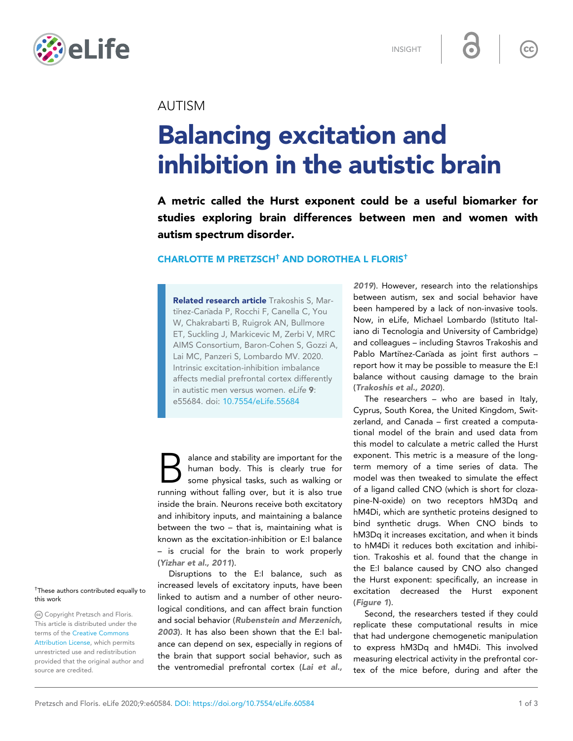AUTISM

# Balancing excitation and inhibition in the autistic brain

**A metric called the Hurst exponent could be a useful biomarker for studies exploring brain differences between men and women with autism spectrum disorder.**

**CHARLOTTE M PRETZSCH[†] AND DOROTHEA L FLORIS[†]**

**Related research article** Trakoshis S, Martínez-Cañada P, Rocchi F, Canella C, You W, Chakrabarti B, Ruigrok AN, Bullmore ET, Suckling J, Markicevic M, Zerbi V, MRC AIMS Consortium, Baron-Cohen S, Gozzi A, Lai MC, Panzeri S, Lombardo MV. 2020. Intrinsic excitation-inhibition imbalance affects medial prefrontal cortex differently in autistic men versus women. *eLife* **9**: e55684. doi: 10.7554/eLife.55684

Balance and stability are important for the human body. This is clearly true for some physical tasks, such as walking or running without falling over, but it is also true inside the brain. Neurons receive both excitatory and inhibitory inputs, and maintaining a balance between the two – that is, maintaining what is known as the excitation-inhibition or E:I balance – is crucial for the brain to work properly (***Yizhar et al., 2011***).

Disruptions to the E:I balance, such as increased levels of excitatory inputs, have been linked to autism and a number of other neurological conditions, and can affect brain function and social behavior (***Rubenstein and Merzenich, 2003***). It has also been shown that the E:I balance can depend on sex, especially in regions of the brain that support social behavior, such as the ventromedial prefrontal cortex (***Lai et al., 2019***). However, research into the relationships between autism, sex and social behavior have been hampered by a lack of non-invasive tools. Now, in eLife, Michael Lombardo (Istituto Italiano di Tecnologia and University of Cambridge) and colleagues – including Stavros Trakoshis and Pablo Martínez-Cañada as joint first authors – report how it may be possible to measure the E:I balance without causing damage to the brain (***Trakoshis et al., 2020***).

The researchers – who are based in Italy, Cyprus, South Korea, the United Kingdom, Switzerland, and Canada – first created a computational model of the brain and used data from this model to calculate a metric called the Hurst exponent. This metric is a measure of the long-term memory of a time series of data. The model was then tweaked to simulate the effect of a ligand called CNO (which is short for clozapine-N-oxide) on two receptors hM3Dq and hM4Di, which are synthetic proteins designed to bind synthetic drugs. When CNO binds to hM3Dq it increases excitation, and when it binds to hM4Di it reduces both excitation and inhibition. Trakoshis et al. found that the change in the E:I balance caused by CNO also changed the Hurst exponent: specifically, an increase in excitation decreased the Hurst exponent (***Figure 1***).

Second, the researchers tested if they could replicate these computational results in mice that had undergone chemogenetic manipulation to express hM3Dq and hM4Di. This involved measuring electrical activity in the prefrontal cortex of the mice before, during and after the

[†]These authors contributed equally to this work

Copyright Pretzsch and Floris. This article is distributed under the terms of the Creative Commons Attribution License, which permits unrestricted use and redistribution provided that the original author and source are credited.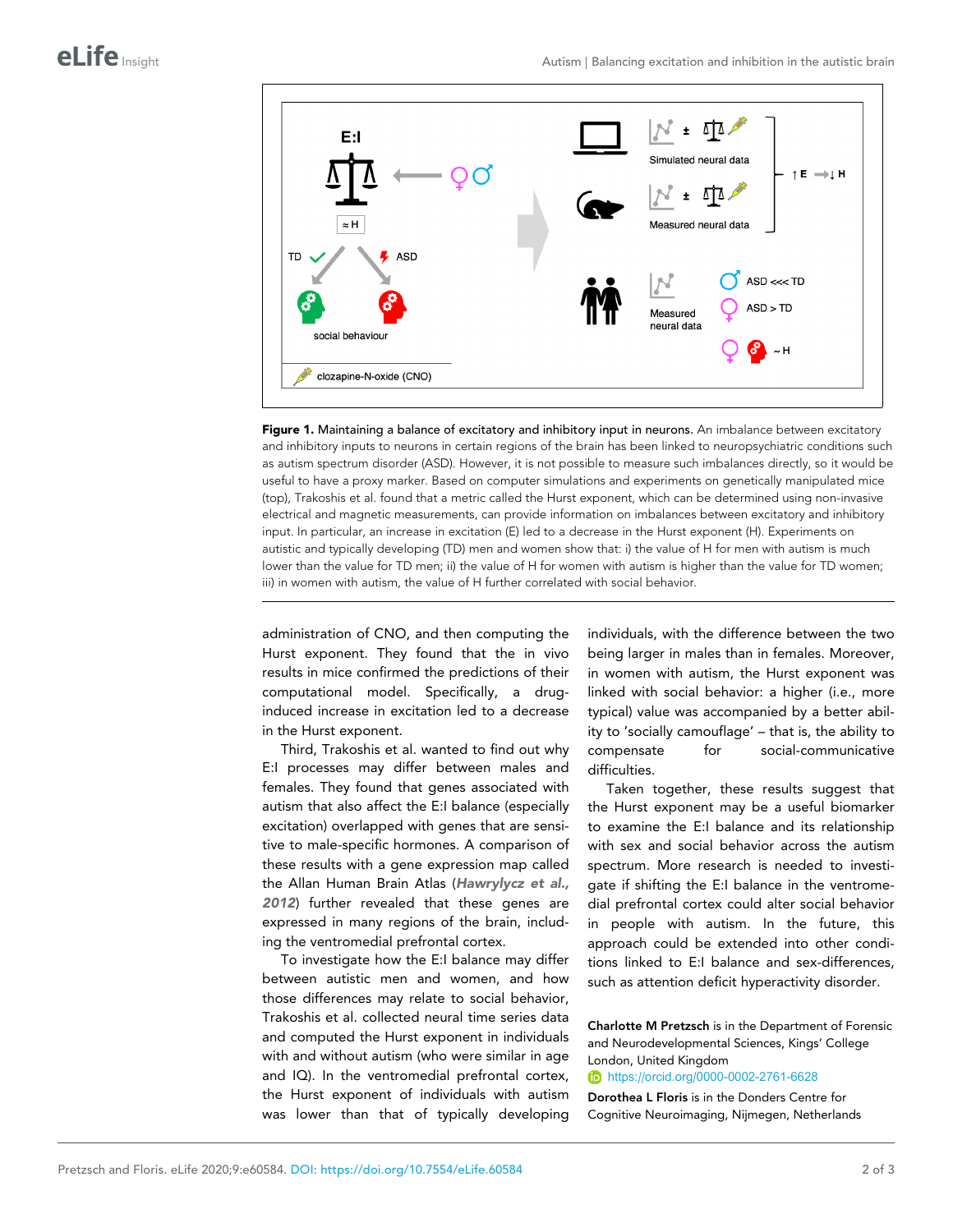**Figure 1. Maintaining a balance of excitatory and inhibitory input in neurons.** An imbalance between excitatory and inhibitory inputs to neurons in certain regions of the brain has been linked to neuropsychiatric conditions such as autism spectrum disorder (ASD). However, it is not possible to measure such imbalances directly, so it would be useful to have a proxy marker. Based on computer simulations and experiments on genetically manipulated mice (top), Trakoshis et al. found that a metric called the Hurst exponent, which can be determined using non-invasive electrical and magnetic measurements, can provide information on imbalances between excitatory and inhibitory input. In particular, an increase in excitation (E) led to a decrease in the Hurst exponent (H). Experiments on autistic and typically developing (TD) men and women show that: i) the value of H for men with autism is much lower than the value for TD men; ii) the value of H for women with autism is higher than the value for TD women; iii) in women with autism, the value of H further correlated with social behavior.

administration of CNO, and then computing the Hurst exponent. They found that the in vivo results in mice confirmed the predictions of their computational model. Specifically, a drug-induced increase in excitation led to a decrease in the Hurst exponent.

Third, Trakoshis et al. wanted to find out why E:I processes may differ between males and females. They found that genes associated with autism that also affect the E:I balance (especially excitation) overlapped with genes that are sensitive to male-specific hormones. A comparison of these results with a gene expression map called the Allan Human Brain Atlas (***Hawrylycz et al., 2012***) further revealed that these genes are expressed in many regions of the brain, including the ventromedial prefrontal cortex.

To investigate how the E:I balance may differ between autistic men and women, and how those differences may relate to social behavior, Trakoshis et al. collected neural time series data and computed the Hurst exponent in individuals with and without autism (who were similar in age and IQ). In the ventromedial prefrontal cortex, the Hurst exponent of individuals with autism was lower than that of typically developing individuals, with the difference between the two being larger in males than in females. Moreover, in women with autism, the Hurst exponent was linked with social behavior: a higher (i.e., more typical) value was accompanied by a better ability to 'socially camouflage' – that is, the ability to compensate for social-communicative difficulties.

Taken together, these results suggest that the Hurst exponent may be a useful biomarker to examine the E:I balance and its relationship with sex and social behavior across the autism spectrum. More research is needed to investigate if shifting the E:I balance in the ventromedial prefrontal cortex could alter social behavior in people with autism. In the future, this approach could be extended into other conditions linked to E:I balance and sex-differences, such as attention deficit hyperactivity disorder.

**Charlotte M Pretzsch** is in the Department of Forensic and Neurodevelopmental Sciences, Kings' College London, United Kingdom
https://orcid.org/0000-0002-2761-6628

**Dorothea L Floris** is in the Donders Centre for Cognitive Neuroimaging, Nijmegen, Netherlands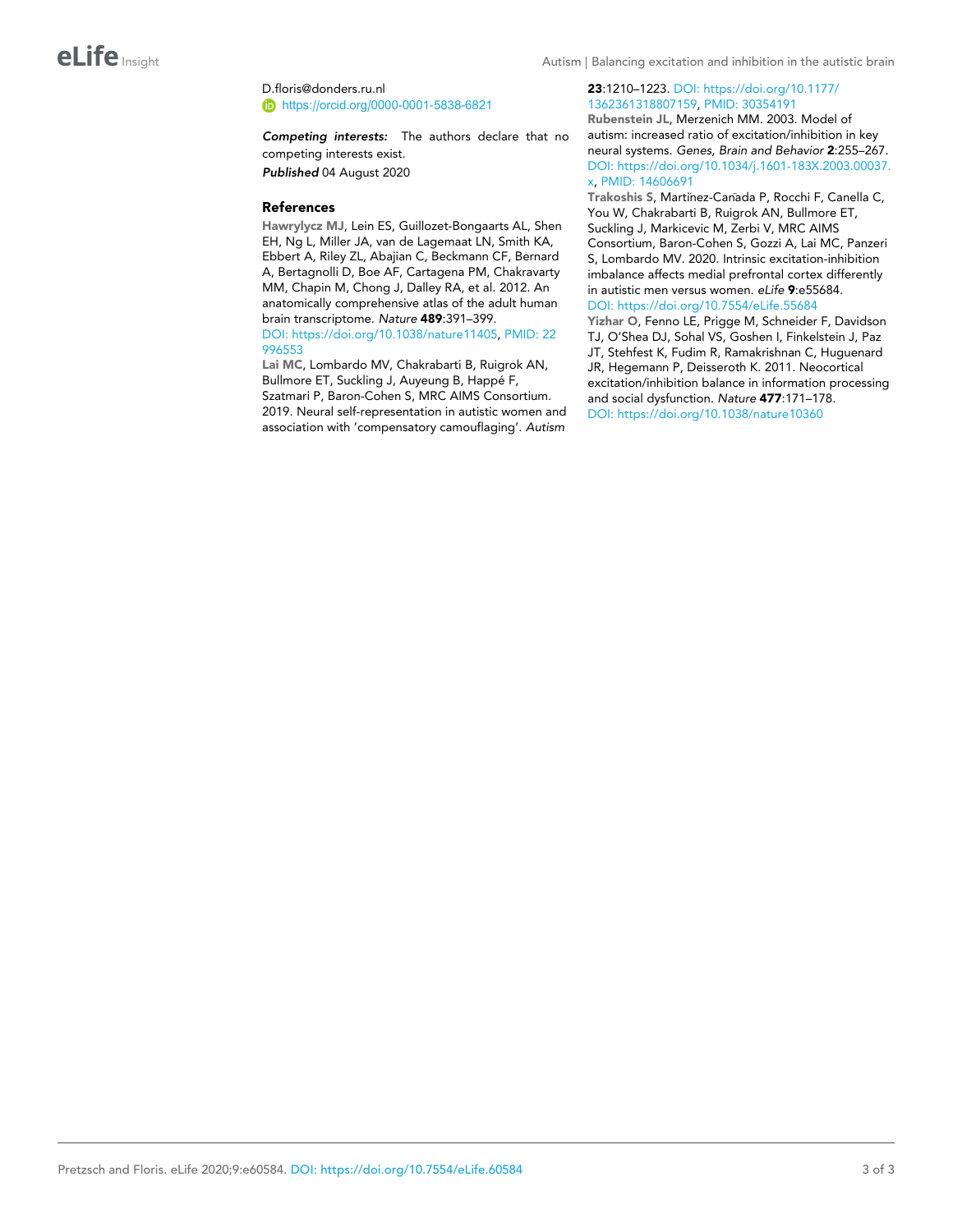D.floris@donders.ru.nl
https://orcid.org/0000-0001-5838-6821

***Competing interests:*** The authors declare that no competing interests exist.

*Published* 04 August 2020

## References

**Hawrylycz MJ**, Lein ES, Guillozet-Bongaarts AL, Shen EH, Ng L, Miller JA, van de Lagemaat LN, Smith KA, Ebbert A, Riley ZL, Abajian C, Beckmann CF, Bernard A, Bertagnolli D, Boe AF, Cartagena PM, Chakravarty MM, Chapin M, Chong J, Dalley RA, et al. 2012. An anatomically comprehensive atlas of the adult human brain transcriptome. *Nature* **489**:391–399. DOI: https://doi.org/10.1038/nature11405, PMID: 22996553

**Lai MC**, Lombardo MV, Chakrabarti B, Ruigrok AN, Bullmore ET, Suckling J, Auyeung B, Happé F, Szatmari P, Baron-Cohen S, MRC AIMS Consortium. 2019. Neural self-representation in autistic women and association with 'compensatory camouflaging'. *Autism* **23**:1210–1223. DOI: https://doi.org/10.1177/1362361318807159, PMID: 30354191

**Rubenstein JL**, Merzenich MM. 2003. Model of autism: increased ratio of excitation/inhibition in key neural systems. *Genes, Brain and Behavior* **2**:255–267. DOI: https://doi.org/10.1034/j.1601-183X.2003.00037.x, PMID: 14606691

**Trakoshis S**, Martínez-Cañada P, Rocchi F, Canella C, You W, Chakrabarti B, Ruigrok AN, Bullmore ET, Suckling J, Markicevic M, Zerbi V, MRC AIMS Consortium, Baron-Cohen S, Gozzi A, Lai MC, Panzeri S, Lombardo MV. 2020. Intrinsic excitation-inhibition imbalance affects medial prefrontal cortex differently in autistic men versus women. *eLife* **9**:e55684. DOI: https://doi.org/10.7554/eLife.55684

**Yizhar O**, Fenno LE, Prigge M, Schneider F, Davidson TJ, O'Shea DJ, Sohal VS, Goshen I, Finkelstein J, Paz JT, Stehfest K, Fudim R, Ramakrishnan C, Huguenard JR, Hegemann P, Deisseroth K. 2011. Neocortical excitation/inhibition balance in information processing and social dysfunction. *Nature* **477**:171–178. DOI: https://doi.org/10.1038/nature10360